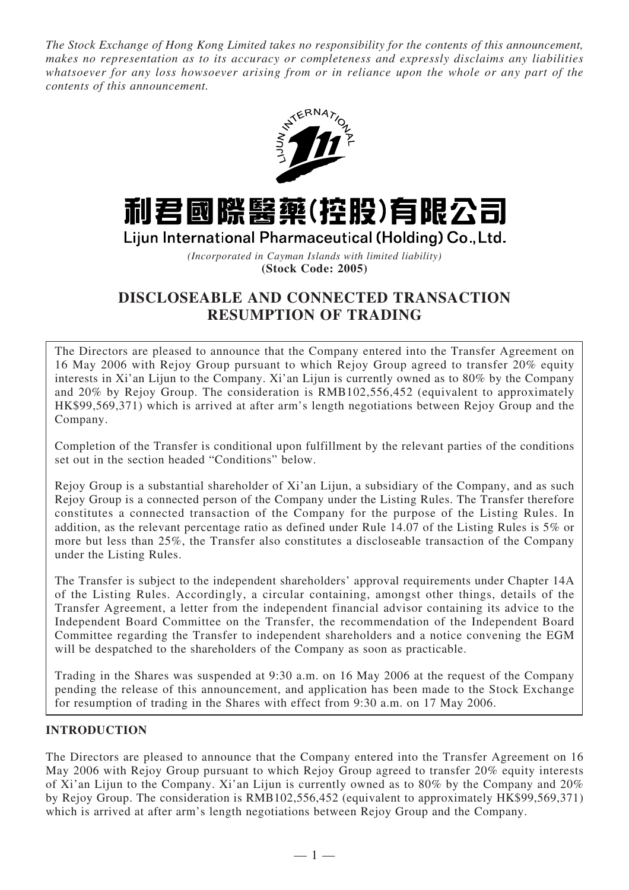*The Stock Exchange of Hong Kong Limited takes no responsibility for the contents of this announcement, makes no representation as to its accuracy or completeness and expressly disclaims any liabilities whatsoever for any loss howsoever arising from or in reliance upon the whole or any part of the contents of this announcement.*

# 利君國際醫藥(控股)有限公司

## Lijun International Pharmaceutical (Holding) Co., Ltd.

*(Incorporated in Cayman Islands with limited liability)*

**(Stock Code: 2005)**

# DISCLOSEABLE AND CONNECTED TRANSACTION RESUMPTION OF TRADING

The Directors are pleased to announce that the Company entered into the Transfer Agreement on 16 May 2006 with Rejoy Group pursuant to which Rejoy Group agreed to transfer 20% equity interests in Xi'an Lijun to the Company. Xi'an Lijun is currently owned as to 80% by the Company and 20% by Rejoy Group. The consideration is RMB102,556,452 (equivalent to approximately HK$99,569,371) which is arrived at after arm's length negotiations between Rejoy Group and the Company.

Completion of the Transfer is conditional upon fulfillment by the relevant parties of the conditions set out in the section headed "Conditions" below.

Rejoy Group is a substantial shareholder of Xi'an Lijun, a subsidiary of the Company, and as such Rejoy Group is a connected person of the Company under the Listing Rules. The Transfer therefore constitutes a connected transaction of the Company for the purpose of the Listing Rules. In addition, as the relevant percentage ratio as defined under Rule 14.07 of the Listing Rules is 5% or more but less than 25%, the Transfer also constitutes a discloseable transaction of the Company under the Listing Rules.

The Transfer is subject to the independent shareholders' approval requirements under Chapter 14A of the Listing Rules. Accordingly, a circular containing, amongst other things, details of the Transfer Agreement, a letter from the independent financial advisor containing its advice to the Independent Board Committee on the Transfer, the recommendation of the Independent Board Committee regarding the Transfer to independent shareholders and a notice convening the EGM will be despatched to the shareholders of the Company as soon as practicable.

Trading in the Shares was suspended at 9:30 a.m. on 16 May 2006 at the request of the Company pending the release of this announcement, and application has been made to the Stock Exchange for resumption of trading in the Shares with effect from 9:30 a.m. on 17 May 2006.

## INTRODUCTION

The Directors are pleased to announce that the Company entered into the Transfer Agreement on 16 May 2006 with Rejoy Group pursuant to which Rejoy Group agreed to transfer 20% equity interests of Xi'an Lijun to the Company. Xi'an Lijun is currently owned as to 80% by the Company and 20% by Rejoy Group. The consideration is RMB102,556,452 (equivalent to approximately HK$99,569,371) which is arrived at after arm's length negotiations between Rejoy Group and the Company.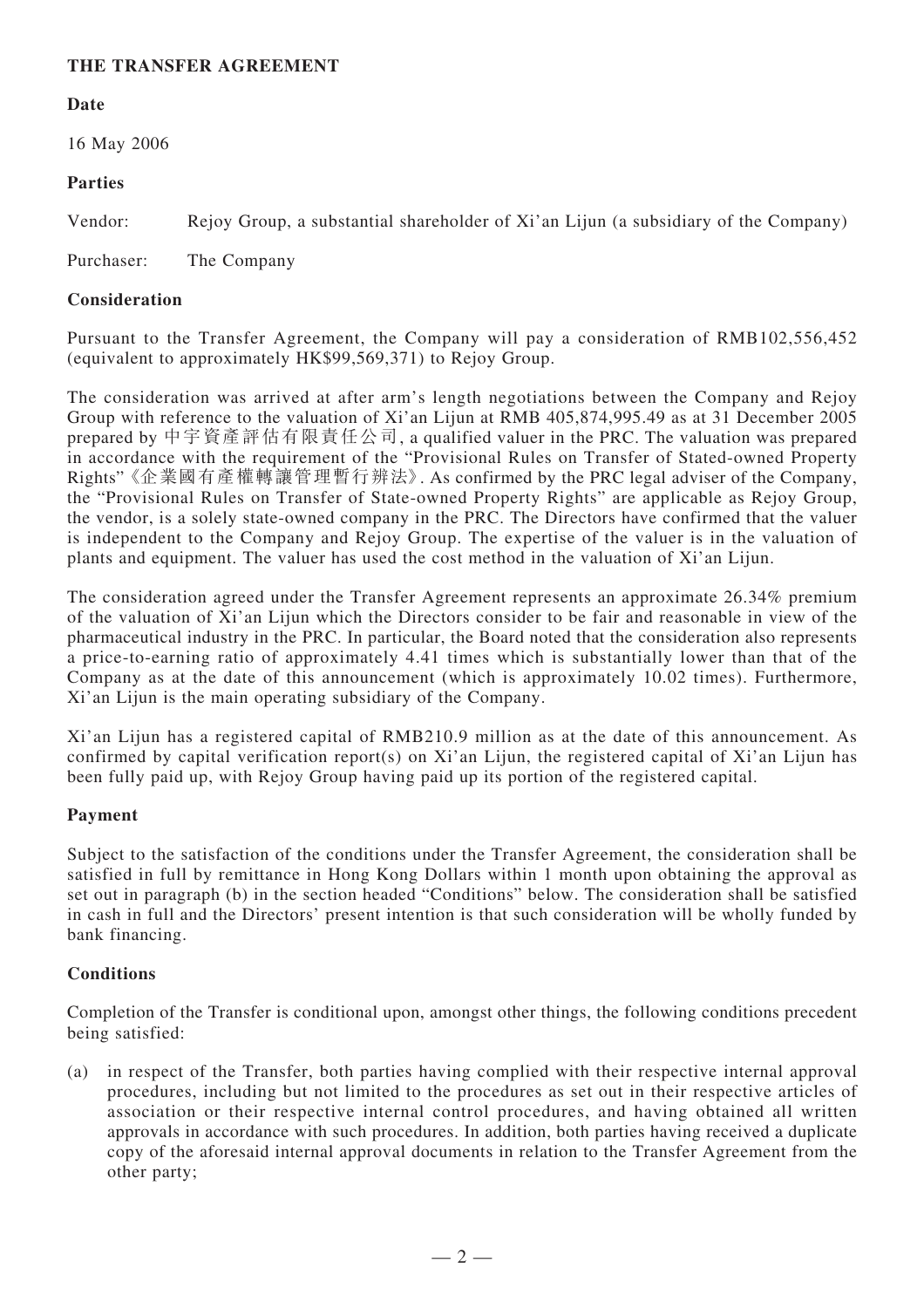## THE TRANSFER AGREEMENT

**Date**

16 May 2006

**Parties**

Vendor: Rejoy Group, a substantial shareholder of Xi'an Lijun (a subsidiary of the Company)

Purchaser: The Company

**Consideration**

Pursuant to the Transfer Agreement, the Company will pay a consideration of RMB102,556,452 (equivalent to approximately HK$99,569,371) to Rejoy Group.

The consideration was arrived at after arm's length negotiations between the Company and Rejoy Group with reference to the valuation of Xi'an Lijun at RMB 405,874,995.49 as at 31 December 2005 prepared by 中宇資產評估有限責任公司, a qualified valuer in the PRC. The valuation was prepared in accordance with the requirement of the "Provisional Rules on Transfer of Stated-owned Property Rights"《企業國有產權轉讓管理暫行辦法》. As confirmed by the PRC legal adviser of the Company, the "Provisional Rules on Transfer of State-owned Property Rights" are applicable as Rejoy Group, the vendor, is a solely state-owned company in the PRC. The Directors have confirmed that the valuer is independent to the Company and Rejoy Group. The expertise of the valuer is in the valuation of plants and equipment. The valuer has used the cost method in the valuation of Xi'an Lijun.

The consideration agreed under the Transfer Agreement represents an approximate 26.34% premium of the valuation of Xi'an Lijun which the Directors consider to be fair and reasonable in view of the pharmaceutical industry in the PRC. In particular, the Board noted that the consideration also represents a price-to-earning ratio of approximately 4.41 times which is substantially lower than that of the Company as at the date of this announcement (which is approximately 10.02 times). Furthermore, Xi'an Lijun is the main operating subsidiary of the Company.

Xi'an Lijun has a registered capital of RMB210.9 million as at the date of this announcement. As confirmed by capital verification report(s) on Xi'an Lijun, the registered capital of Xi'an Lijun has been fully paid up, with Rejoy Group having paid up its portion of the registered capital.

**Payment**

Subject to the satisfaction of the conditions under the Transfer Agreement, the consideration shall be satisfied in full by remittance in Hong Kong Dollars within 1 month upon obtaining the approval as set out in paragraph (b) in the section headed "Conditions" below. The consideration shall be satisfied in cash in full and the Directors' present intention is that such consideration will be wholly funded by bank financing.

**Conditions**

Completion of the Transfer is conditional upon, amongst other things, the following conditions precedent being satisfied:

(a) in respect of the Transfer, both parties having complied with their respective internal approval procedures, including but not limited to the procedures as set out in their respective articles of association or their respective internal control procedures, and having obtained all written approvals in accordance with such procedures. In addition, both parties having received a duplicate copy of the aforesaid internal approval documents in relation to the Transfer Agreement from the other party;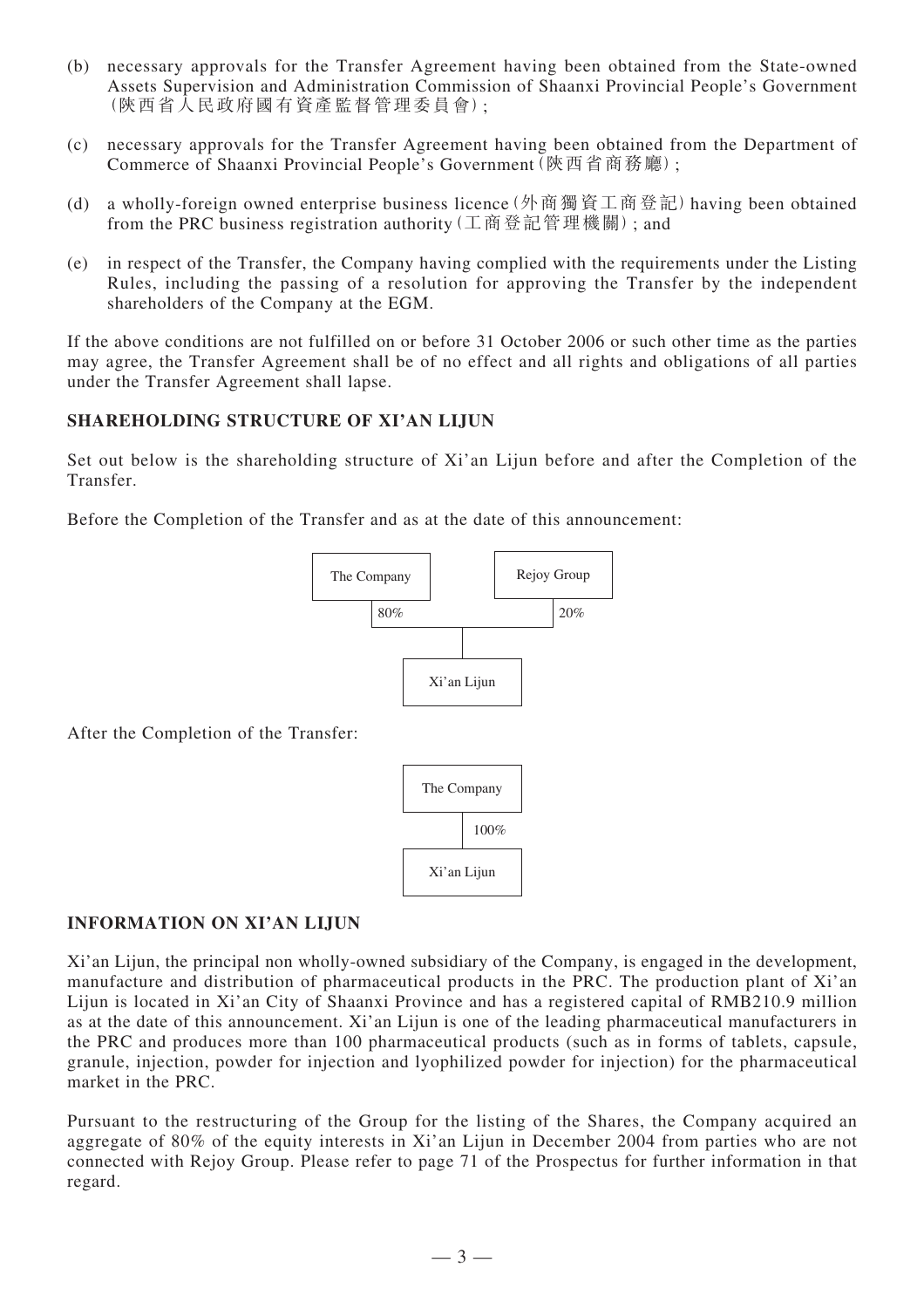(b) necessary approvals for the Transfer Agreement having been obtained from the State-owned Assets Supervision and Administration Commission of Shaanxi Provincial People's Government (陝西省人民政府國有資產監督管理委員會);

(c) necessary approvals for the Transfer Agreement having been obtained from the Department of Commerce of Shaanxi Provincial People's Government (陝西省商務廳);

(d) a wholly-foreign owned enterprise business licence (外商獨資工商登記) having been obtained from the PRC business registration authority (工商登記管理機關); and

(e) in respect of the Transfer, the Company having complied with the requirements under the Listing Rules, including the passing of a resolution for approving the Transfer by the independent shareholders of the Company at the EGM.

If the above conditions are not fulfilled on or before 31 October 2006 or such other time as the parties may agree, the Transfer Agreement shall be of no effect and all rights and obligations of all parties under the Transfer Agreement shall lapse.

## SHAREHOLDING STRUCTURE OF XI'AN LIJUN

Set out below is the shareholding structure of Xi'an Lijun before and after the Completion of the Transfer.

Before the Completion of the Transfer and as at the date of this announcement:

The Company — 80% — Xi'an Lijun

Rejoy Group — 20% — Xi'an Lijun

After the Completion of the Transfer:

The Company — 100% — Xi'an Lijun

## INFORMATION ON XI'AN LIJUN

Xi'an Lijun, the principal non wholly-owned subsidiary of the Company, is engaged in the development, manufacture and distribution of pharmaceutical products in the PRC. The production plant of Xi'an Lijun is located in Xi'an City of Shaanxi Province and has a registered capital of RMB210.9 million as at the date of this announcement. Xi'an Lijun is one of the leading pharmaceutical manufacturers in the PRC and produces more than 100 pharmaceutical products (such as in forms of tablets, capsule, granule, injection, powder for injection and lyophilized powder for injection) for the pharmaceutical market in the PRC.

Pursuant to the restructuring of the Group for the listing of the Shares, the Company acquired an aggregate of 80% of the equity interests in Xi'an Lijun in December 2004 from parties who are not connected with Rejoy Group. Please refer to page 71 of the Prospectus for further information in that regard.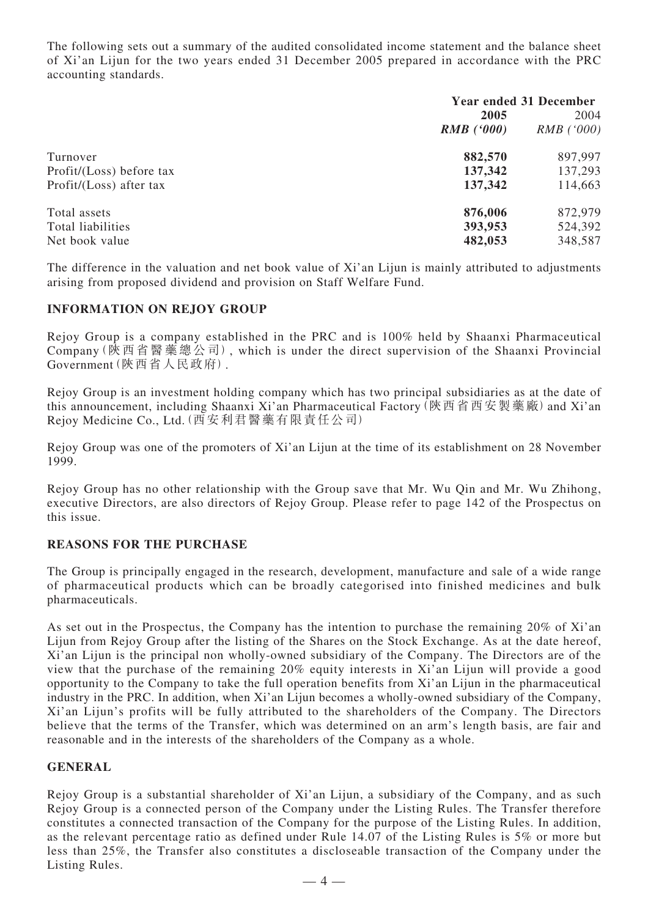The following sets out a summary of the audited consolidated income statement and the balance sheet of Xi'an Lijun for the two years ended 31 December 2005 prepared in accordance with the PRC accounting standards.

| | Year ended 31 December | |
|---|---|---|
| | **2005** | 2004 |
| | ***RMB ('000)*** | *RMB ('000)* |
| Turnover | **882,570** | 897,997 |
| Profit/(Loss) before tax | **137,342** | 137,293 |
| Profit/(Loss) after tax | **137,342** | 114,663 |
| Total assets | **876,006** | 872,979 |
| Total liabilities | **393,953** | 524,392 |
| Net book value | **482,053** | 348,587 |

The difference in the valuation and net book value of Xi'an Lijun is mainly attributed to adjustments arising from proposed dividend and provision on Staff Welfare Fund.

## INFORMATION ON REJOY GROUP

Rejoy Group is a company established in the PRC and is 100% held by Shaanxi Pharmaceutical Company (陝西省醫藥總公司), which is under the direct supervision of the Shaanxi Provincial Government (陝西省人民政府).

Rejoy Group is an investment holding company which has two principal subsidiaries as at the date of this announcement, including Shaanxi Xi'an Pharmaceutical Factory (陝西省西安製藥廠) and Xi'an Rejoy Medicine Co., Ltd. (西安利君醫藥有限責任公司)

Rejoy Group was one of the promoters of Xi'an Lijun at the time of its establishment on 28 November 1999.

Rejoy Group has no other relationship with the Group save that Mr. Wu Qin and Mr. Wu Zhihong, executive Directors, are also directors of Rejoy Group. Please refer to page 142 of the Prospectus on this issue.

## REASONS FOR THE PURCHASE

The Group is principally engaged in the research, development, manufacture and sale of a wide range of pharmaceutical products which can be broadly categorised into finished medicines and bulk pharmaceuticals.

As set out in the Prospectus, the Company has the intention to purchase the remaining 20% of Xi'an Lijun from Rejoy Group after the listing of the Shares on the Stock Exchange. As at the date hereof, Xi'an Lijun is the principal non wholly-owned subsidiary of the Company. The Directors are of the view that the purchase of the remaining 20% equity interests in Xi'an Lijun will provide a good opportunity to the Company to take the full operation benefits from Xi'an Lijun in the pharmaceutical industry in the PRC. In addition, when Xi'an Lijun becomes a wholly-owned subsidiary of the Company, Xi'an Lijun's profits will be fully attributed to the shareholders of the Company. The Directors believe that the terms of the Transfer, which was determined on an arm's length basis, are fair and reasonable and in the interests of the shareholders of the Company as a whole.

## GENERAL

Rejoy Group is a substantial shareholder of Xi'an Lijun, a subsidiary of the Company, and as such Rejoy Group is a connected person of the Company under the Listing Rules. The Transfer therefore constitutes a connected transaction of the Company for the purpose of the Listing Rules. In addition, as the relevant percentage ratio as defined under Rule 14.07 of the Listing Rules is 5% or more but less than 25%, the Transfer also constitutes a discloseable transaction of the Company under the Listing Rules.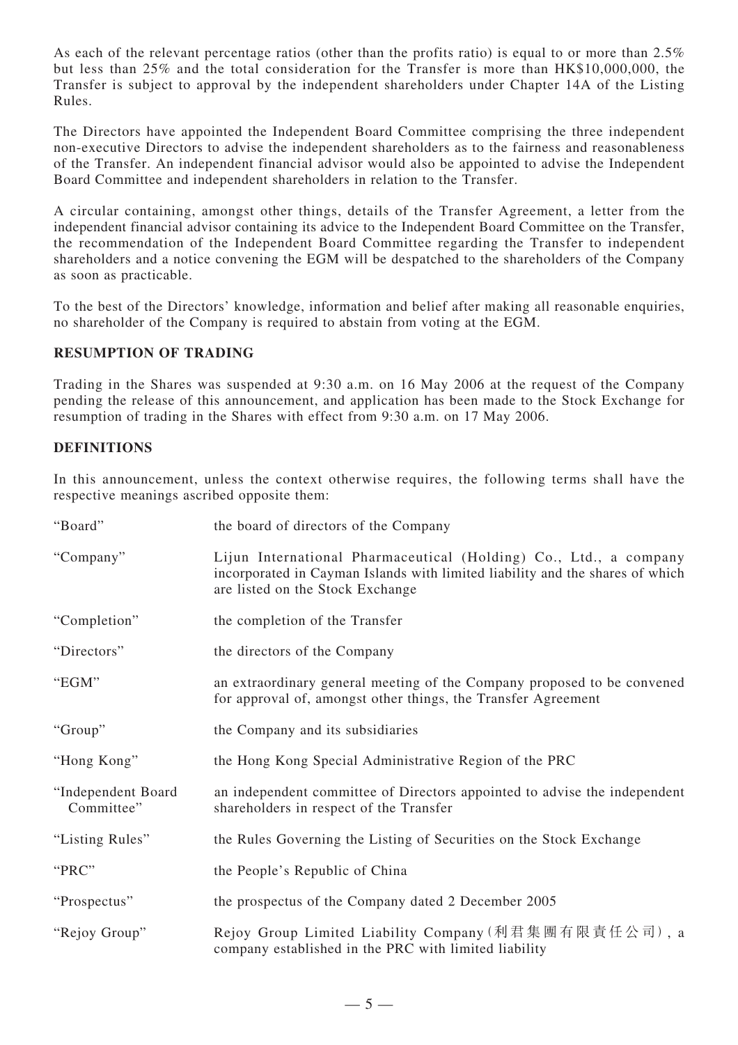As each of the relevant percentage ratios (other than the profits ratio) is equal to or more than 2.5% but less than 25% and the total consideration for the Transfer is more than HK$10,000,000, the Transfer is subject to approval by the independent shareholders under Chapter 14A of the Listing Rules.

The Directors have appointed the Independent Board Committee comprising the three independent non-executive Directors to advise the independent shareholders as to the fairness and reasonableness of the Transfer. An independent financial advisor would also be appointed to advise the Independent Board Committee and independent shareholders in relation to the Transfer.

A circular containing, amongst other things, details of the Transfer Agreement, a letter from the independent financial advisor containing its advice to the Independent Board Committee on the Transfer, the recommendation of the Independent Board Committee regarding the Transfer to independent shareholders and a notice convening the EGM will be despatched to the shareholders of the Company as soon as practicable.

To the best of the Directors' knowledge, information and belief after making all reasonable enquiries, no shareholder of the Company is required to abstain from voting at the EGM.

## RESUMPTION OF TRADING

Trading in the Shares was suspended at 9:30 a.m. on 16 May 2006 at the request of the Company pending the release of this announcement, and application has been made to the Stock Exchange for resumption of trading in the Shares with effect from 9:30 a.m. on 17 May 2006.

## DEFINITIONS

In this announcement, unless the context otherwise requires, the following terms shall have the respective meanings ascribed opposite them:

| | |
|---|---|
| "Board" | the board of directors of the Company |
| "Company" | Lijun International Pharmaceutical (Holding) Co., Ltd., a company incorporated in Cayman Islands with limited liability and the shares of which are listed on the Stock Exchange |
| "Completion" | the completion of the Transfer |
| "Directors" | the directors of the Company |
| "EGM" | an extraordinary general meeting of the Company proposed to be convened for approval of, amongst other things, the Transfer Agreement |
| "Group" | the Company and its subsidiaries |
| "Hong Kong" | the Hong Kong Special Administrative Region of the PRC |
| "Independent Board Committee" | an independent committee of Directors appointed to advise the independent shareholders in respect of the Transfer |
| "Listing Rules" | the Rules Governing the Listing of Securities on the Stock Exchange |
| "PRC" | the People's Republic of China |
| "Prospectus" | the prospectus of the Company dated 2 December 2005 |
| "Rejoy Group" | Rejoy Group Limited Liability Company (利君集團有限責任公司), a company established in the PRC with limited liability |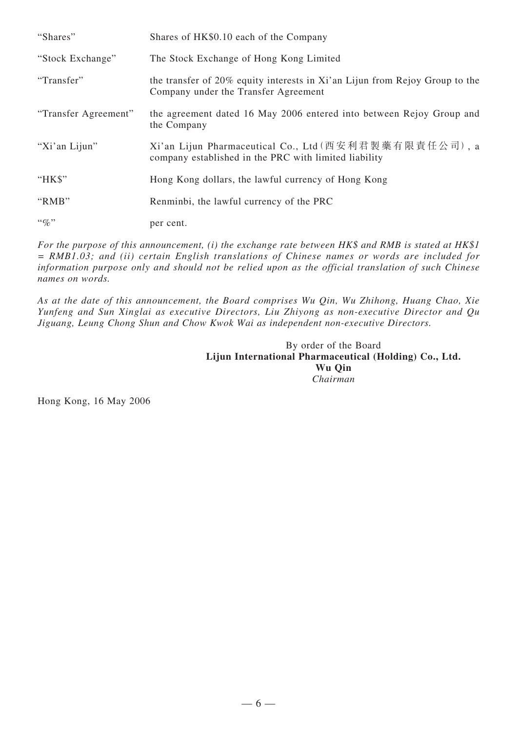| | |
|---|---|
| "Shares" | Shares of HK$0.10 each of the Company |
| "Stock Exchange" | The Stock Exchange of Hong Kong Limited |
| "Transfer" | the transfer of 20% equity interests in Xi'an Lijun from Rejoy Group to the Company under the Transfer Agreement |
| "Transfer Agreement" | the agreement dated 16 May 2006 entered into between Rejoy Group and the Company |
| "Xi'an Lijun" | Xi'an Lijun Pharmaceutical Co., Ltd (西安利君製藥有限責任公司), a company established in the PRC with limited liability |
| "HK$" | Hong Kong dollars, the lawful currency of Hong Kong |
| "RMB" | Renminbi, the lawful currency of the PRC |
| "%" | per cent. |

*For the purpose of this announcement, (i) the exchange rate between HK$ and RMB is stated at HK$1 = RMB1.03; and (ii) certain English translations of Chinese names or words are included for information purpose only and should not be relied upon as the official translation of such Chinese names on words.*

*As at the date of this announcement, the Board comprises Wu Qin, Wu Zhihong, Huang Chao, Xie Yunfeng and Sun Xinglai as executive Directors, Liu Zhiyong as non-executive Director and Qu Jiguang, Leung Chong Shun and Chow Kwok Wai as independent non-executive Directors.*

By order of the Board
**Lijun International Pharmaceutical (Holding) Co., Ltd.**
**Wu Qin**
*Chairman*

Hong Kong, 16 May 2006